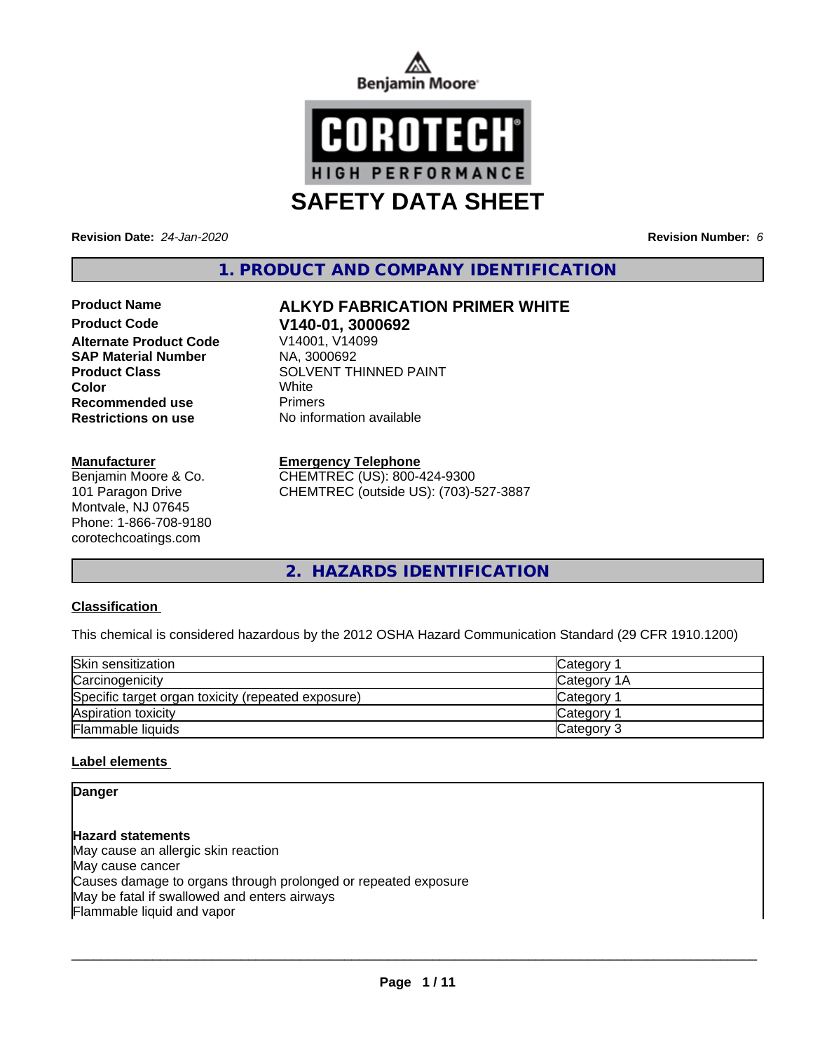Benjamin Moore

COROTECH HIGH PERFORMANCE

# SAFETY DATA SHEET

**Revision Date:** *24-Jan-2020* **Revision Number:** *6*

## 1. PRODUCT AND COMPANY IDENTIFICATION

| | |
|---|---|
| **Product Name** | **ALKYD FABRICATION PRIMER WHITE** |
| **Product Code** | **V140-01, 3000692** |
| **Alternate Product Code** | V14001, V14099 |
| **SAP Material Number** | NA, 3000692 |
| **Product Class** | SOLVENT THINNED PAINT |
| **Color** | White |
| **Recommended use** | Primers |
| **Restrictions on use** | No information available |

**Manufacturer**
Benjamin Moore & Co.
101 Paragon Drive
Montvale, NJ 07645
Phone: 1-866-708-9180
corotechcoatings.com

**Emergency Telephone**
CHEMTREC (US): 800-424-9300
CHEMTREC (outside US): (703)-527-3887

## 2. HAZARDS IDENTIFICATION

**Classification**

This chemical is considered hazardous by the 2012 OSHA Hazard Communication Standard (29 CFR 1910.1200)

| | |
|---|---|
| Skin sensitization | Category 1 |
| Carcinogenicity | Category 1A |
| Specific target organ toxicity (repeated exposure) | Category 1 |
| Aspiration toxicity | Category 1 |
| Flammable liquids | Category 3 |

**Label elements**

**Danger**

**Hazard statements**
May cause an allergic skin reaction
May cause cancer
Causes damage to organs through prolonged or repeated exposure
May be fatal if swallowed and enters airways
Flammable liquid and vapor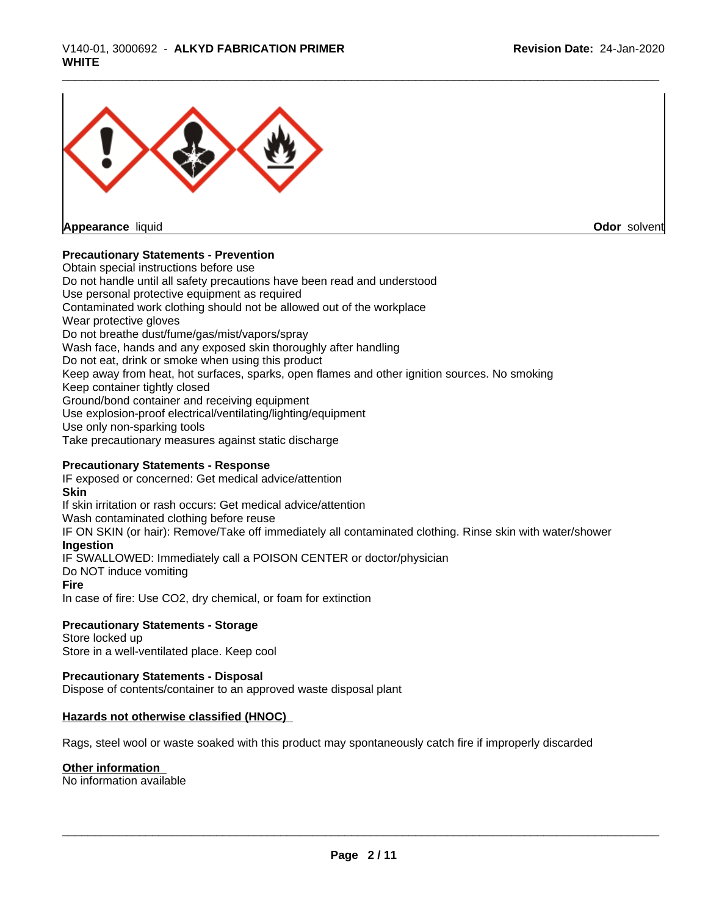**Appearance** liquid **Odor** solvent

**Precautionary Statements - Prevention**

Obtain special instructions before use
Do not handle until all safety precautions have been read and understood
Use personal protective equipment as required
Contaminated work clothing should not be allowed out of the workplace
Wear protective gloves
Do not breathe dust/fume/gas/mist/vapors/spray
Wash face, hands and any exposed skin thoroughly after handling
Do not eat, drink or smoke when using this product
Keep away from heat, hot surfaces, sparks, open flames and other ignition sources. No smoking
Keep container tightly closed
Ground/bond container and receiving equipment
Use explosion-proof electrical/ventilating/lighting/equipment
Use only non-sparking tools
Take precautionary measures against static discharge

**Precautionary Statements - Response**

IF exposed or concerned: Get medical advice/attention

**Skin**

If skin irritation or rash occurs: Get medical advice/attention
Wash contaminated clothing before reuse
IF ON SKIN (or hair): Remove/Take off immediately all contaminated clothing. Rinse skin with water/shower

**Ingestion**

IF SWALLOWED: Immediately call a POISON CENTER or doctor/physician
Do NOT induce vomiting

**Fire**

In case of fire: Use CO2, dry chemical, or foam for extinction

**Precautionary Statements - Storage**

Store locked up
Store in a well-ventilated place. Keep cool

**Precautionary Statements - Disposal**

Dispose of contents/container to an approved waste disposal plant

**Hazards not otherwise classified (HNOC)**

Rags, steel wool or waste soaked with this product may spontaneously catch fire if improperly discarded

**Other information**

No information available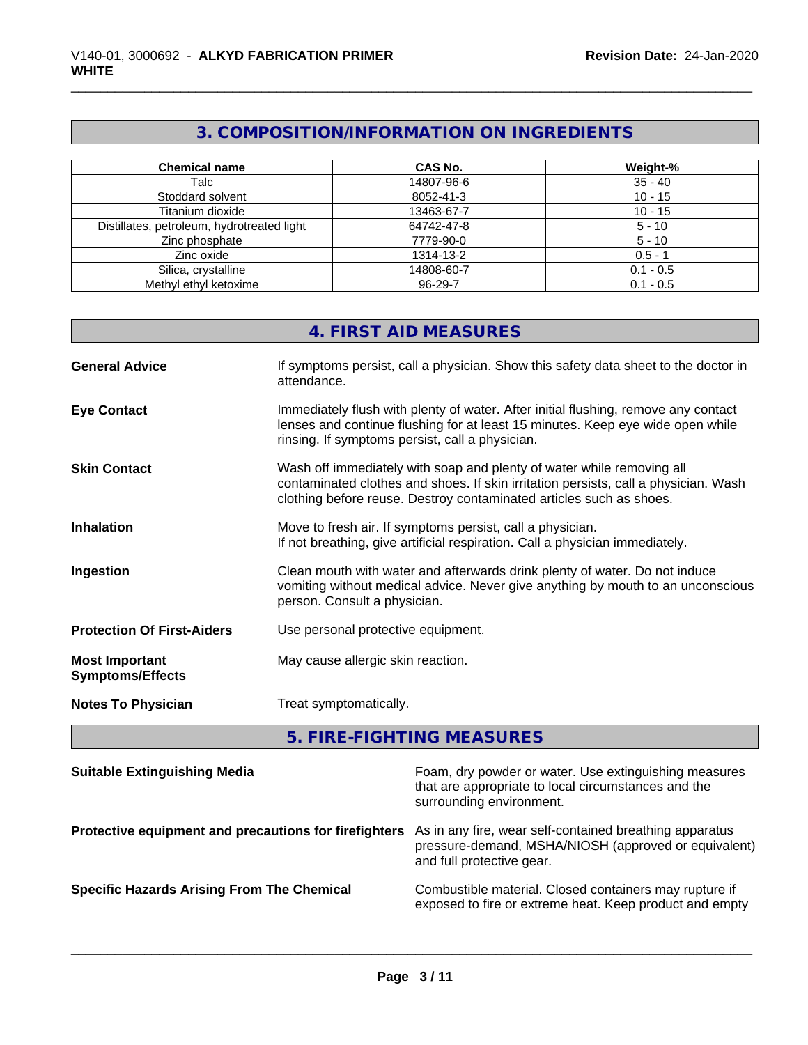## 3. COMPOSITION/INFORMATION ON INGREDIENTS

| Chemical name | CAS No. | Weight-% |
|---|---|---|
| Talc | 14807-96-6 | 35 - 40 |
| Stoddard solvent | 8052-41-3 | 10 - 15 |
| Titanium dioxide | 13463-67-7 | 10 - 15 |
| Distillates, petroleum, hydrotreated light | 64742-47-8 | 5 - 10 |
| Zinc phosphate | 7779-90-0 | 5 - 10 |
| Zinc oxide | 1314-13-2 | 0.5 - 1 |
| Silica, crystalline | 14808-60-7 | 0.1 - 0.5 |
| Methyl ethyl ketoxime | 96-29-7 | 0.1 - 0.5 |

## 4. FIRST AID MEASURES

**General Advice** If symptoms persist, call a physician. Show this safety data sheet to the doctor in attendance.

**Eye Contact** Immediately flush with plenty of water. After initial flushing, remove any contact lenses and continue flushing for at least 15 minutes. Keep eye wide open while rinsing. If symptoms persist, call a physician.

**Skin Contact** Wash off immediately with soap and plenty of water while removing all contaminated clothes and shoes. If skin irritation persists, call a physician. Wash clothing before reuse. Destroy contaminated articles such as shoes.

**Inhalation** Move to fresh air. If symptoms persist, call a physician.
If not breathing, give artificial respiration. Call a physician immediately.

**Ingestion** Clean mouth with water and afterwards drink plenty of water. Do not induce vomiting without medical advice. Never give anything by mouth to an unconscious person. Consult a physician.

**Protection Of First-Aiders** Use personal protective equipment.

**Most Important Symptoms/Effects** May cause allergic skin reaction.

**Notes To Physician** Treat symptomatically.

## 5. FIRE-FIGHTING MEASURES

**Suitable Extinguishing Media** Foam, dry powder or water. Use extinguishing measures that are appropriate to local circumstances and the surrounding environment.

**Protective equipment and precautions for firefighters** As in any fire, wear self-contained breathing apparatus pressure-demand, MSHA/NIOSH (approved or equivalent) and full protective gear.

**Specific Hazards Arising From The Chemical** Combustible material. Closed containers may rupture if exposed to fire or extreme heat. Keep product and empty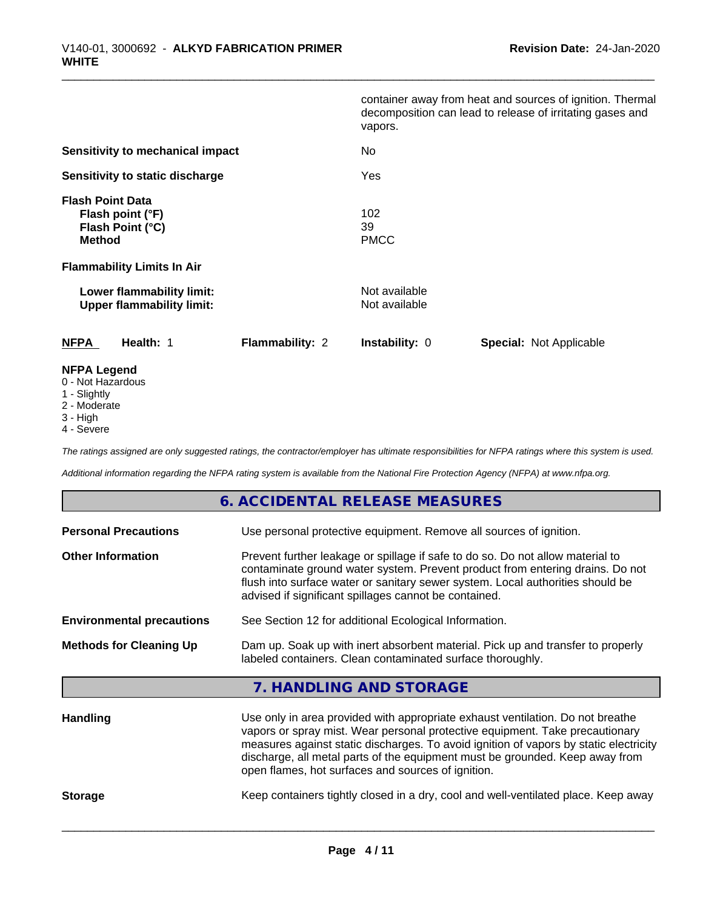| | |
|---|---|
| | container away from heat and sources of ignition. Thermal decomposition can lead to release of irritating gases and vapors. |
| **Sensitivity to mechanical impact** | No |
| **Sensitivity to static discharge** | Yes |

**Flash Point Data**

| | |
|---|---|
| **Flash point (°F)** | 102 |
| **Flash Point (°C)** | 39 |
| **Method** | PMCC |

**Flammability Limits In Air**

| | |
|---|---|
| **Lower flammability limit:** | Not available |
| **Upper flammability limit:** | Not available |

| **NFPA** | **Health:** 1 | **Flammability:** 2 | **Instability:** 0 | **Special:** Not Applicable |
|---|---|---|---|---|

**NFPA Legend**

- 0 - Not Hazardous
- 1 - Slightly
- 2 - Moderate
- 3 - High
- 4 - Severe

*The ratings assigned are only suggested ratings, the contractor/employer has ultimate responsibilities for NFPA ratings where this system is used.*

*Additional information regarding the NFPA rating system is available from the National Fire Protection Agency (NFPA) at www.nfpa.org.*

## 6. ACCIDENTAL RELEASE MEASURES

| | |
|---|---|
| **Personal Precautions** | Use personal protective equipment. Remove all sources of ignition. |
| **Other Information** | Prevent further leakage or spillage if safe to do so. Do not allow material to contaminate ground water system. Prevent product from entering drains. Do not flush into surface water or sanitary sewer system. Local authorities should be advised if significant spillages cannot be contained. |
| **Environmental precautions** | See Section 12 for additional Ecological Information. |
| **Methods for Cleaning Up** | Dam up. Soak up with inert absorbent material. Pick up and transfer to properly labeled containers. Clean contaminated surface thoroughly. |

## 7. HANDLING AND STORAGE

| | |
|---|---|
| **Handling** | Use only in area provided with appropriate exhaust ventilation. Do not breathe vapors or spray mist. Wear personal protective equipment. Take precautionary measures against static discharges. To avoid ignition of vapors by static electricity discharge, all metal parts of the equipment must be grounded. Keep away from open flames, hot surfaces and sources of ignition. |
| **Storage** | Keep containers tightly closed in a dry, cool and well-ventilated place. Keep away |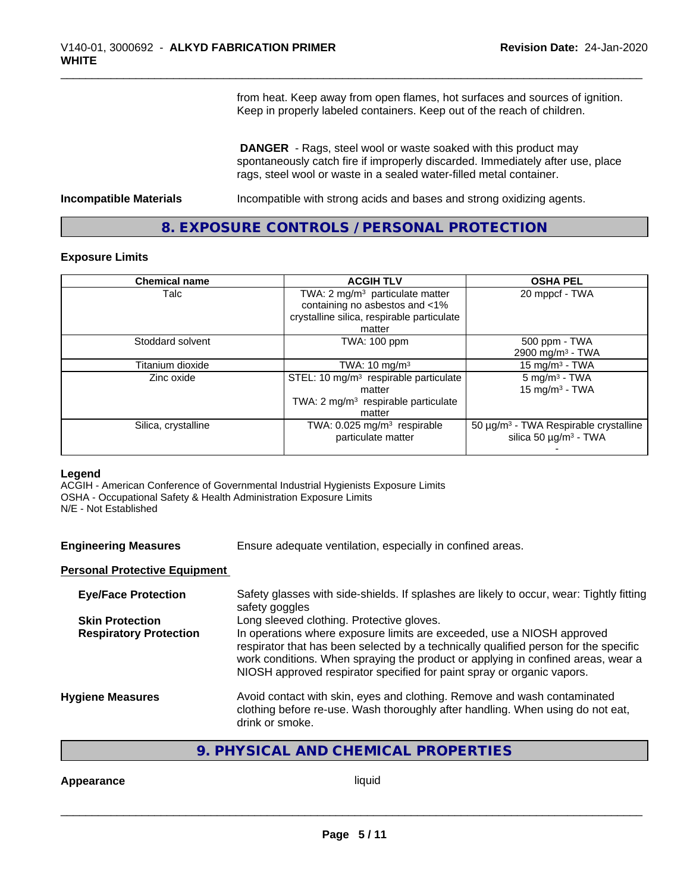from heat. Keep away from open flames, hot surfaces and sources of ignition. Keep in properly labeled containers. Keep out of the reach of children.

**DANGER** - Rags, steel wool or waste soaked with this product may spontaneously catch fire if improperly discarded. Immediately after use, place rags, steel wool or waste in a sealed water-filled metal container.

**Incompatible Materials** Incompatible with strong acids and bases and strong oxidizing agents.

## 8. EXPOSURE CONTROLS / PERSONAL PROTECTION

### Exposure Limits

| Chemical name | ACGIH TLV | OSHA PEL |
|---|---|---|
| Talc | TWA: 2 mg/m$^3$ particulate matter containing no asbestos and <1% crystalline silica, respirable particulate matter | 20 mppcf - TWA |
| Stoddard solvent | TWA: 100 ppm | 500 ppm - TWA<br>2900 mg/m$^3$ - TWA |
| Titanium dioxide | TWA: 10 mg/m$^3$ | 15 mg/m$^3$ - TWA |
| Zinc oxide | STEL: 10 mg/m$^3$ respirable particulate matter<br>TWA: 2 mg/m$^3$ respirable particulate matter | 5 mg/m$^3$ - TWA<br>15 mg/m$^3$ - TWA |
| Silica, crystalline | TWA: 0.025 mg/m$^3$ respirable particulate matter | 50 µg/m$^3$ - TWA Respirable crystalline silica 50 µg/m$^3$ - TWA<br>- |

**Legend**

ACGIH - American Conference of Governmental Industrial Hygienists Exposure Limits
OSHA - Occupational Safety & Health Administration Exposure Limits
N/E - Not Established

**Engineering Measures** Ensure adequate ventilation, especially in confined areas.

**Personal Protective Equipment**

**Eye/Face Protection** Safety glasses with side-shields. If splashes are likely to occur, wear: Tightly fitting safety goggles

**Skin Protection** Long sleeved clothing. Protective gloves.

**Respiratory Protection** In operations where exposure limits are exceeded, use a NIOSH approved respirator that has been selected by a technically qualified person for the specific work conditions. When spraying the product or applying in confined areas, wear a NIOSH approved respirator specified for paint spray or organic vapors.

**Hygiene Measures** Avoid contact with skin, eyes and clothing. Remove and wash contaminated clothing before re-use. Wash thoroughly after handling. When using do not eat, drink or smoke.

## 9. PHYSICAL AND CHEMICAL PROPERTIES

**Appearance** liquid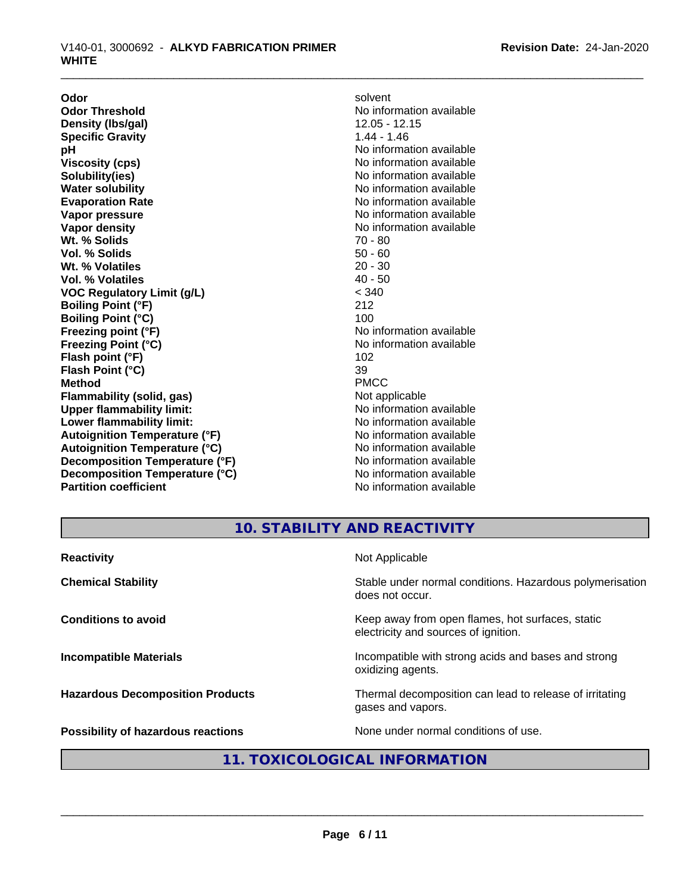| Property | Value |
|---|---|
| **Odor** | solvent |
| **Odor Threshold** | No information available |
| **Density (lbs/gal)** | 12.05 - 12.15 |
| **Specific Gravity** | 1.44 - 1.46 |
| **pH** | No information available |
| **Viscosity (cps)** | No information available |
| **Solubility(ies)** | No information available |
| **Water solubility** | No information available |
| **Evaporation Rate** | No information available |
| **Vapor pressure** | No information available |
| **Vapor density** | No information available |
| **Wt. % Solids** | 70 - 80 |
| **Vol. % Solids** | 50 - 60 |
| **Wt. % Volatiles** | 20 - 30 |
| **Vol. % Volatiles** | 40 - 50 |
| **VOC Regulatory Limit (g/L)** | < 340 |
| **Boiling Point (°F)** | 212 |
| **Boiling Point (°C)** | 100 |
| **Freezing point (°F)** | No information available |
| **Freezing Point (°C)** | No information available |
| **Flash point (°F)** | 102 |
| **Flash Point (°C)** | 39 |
| **Method** | PMCC |
| **Flammability (solid, gas)** | Not applicable |
| **Upper flammability limit:** | No information available |
| **Lower flammability limit:** | No information available |
| **Autoignition Temperature (°F)** | No information available |
| **Autoignition Temperature (°C)** | No information available |
| **Decomposition Temperature (°F)** | No information available |
| **Decomposition Temperature (°C)** | No information available |
| **Partition coefficient** | No information available |

## 10. STABILITY AND REACTIVITY

| | |
|---|---|
| **Reactivity** | Not Applicable |
| **Chemical Stability** | Stable under normal conditions. Hazardous polymerisation does not occur. |
| **Conditions to avoid** | Keep away from open flames, hot surfaces, static electricity and sources of ignition. |
| **Incompatible Materials** | Incompatible with strong acids and bases and strong oxidizing agents. |
| **Hazardous Decomposition Products** | Thermal decomposition can lead to release of irritating gases and vapors. |
| **Possibility of hazardous reactions** | None under normal conditions of use. |

## 11. TOXICOLOGICAL INFORMATION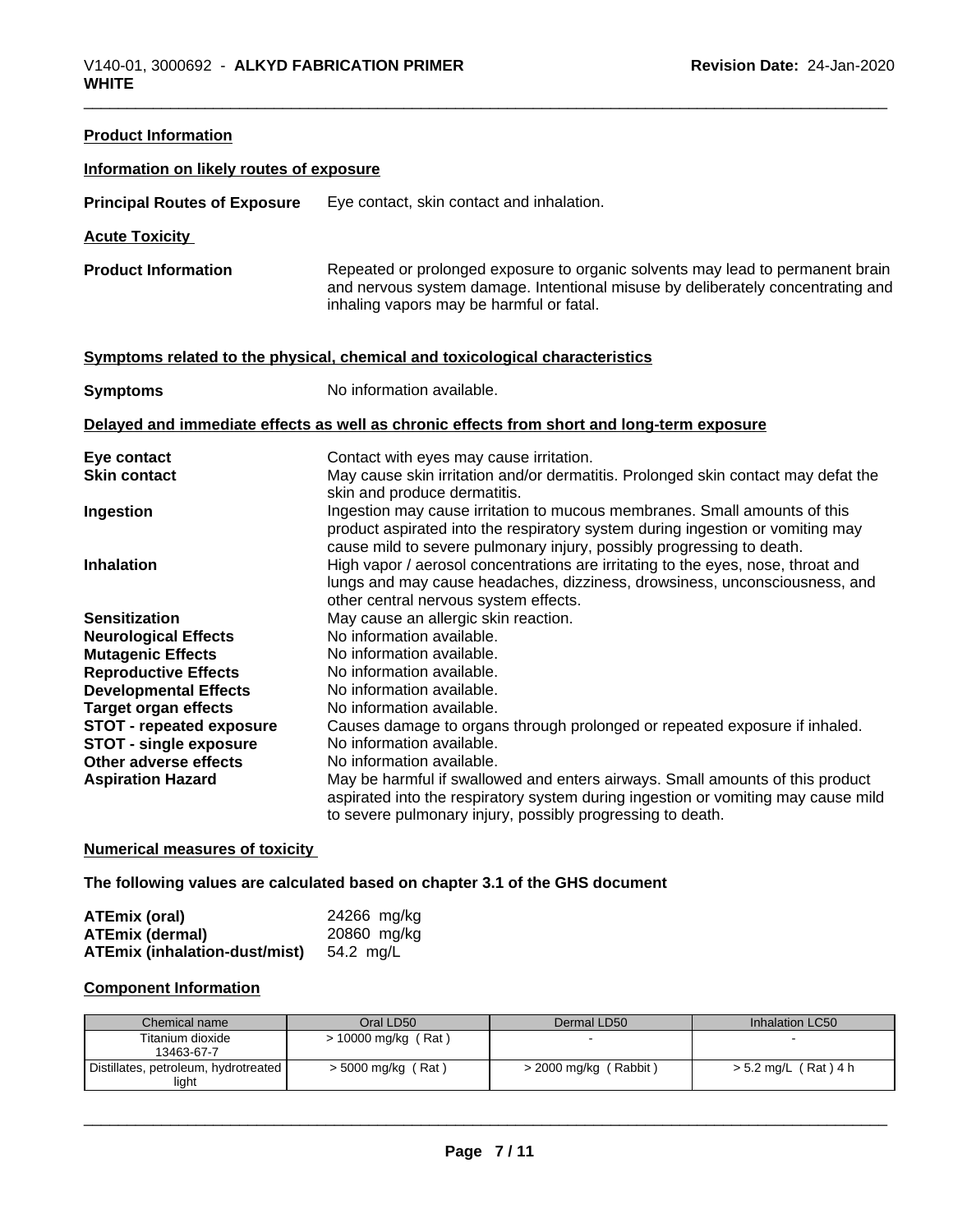**Product Information**

**Information on likely routes of exposure**

**Principal Routes of Exposure** Eye contact, skin contact and inhalation.

**Acute Toxicity**

**Product Information** Repeated or prolonged exposure to organic solvents may lead to permanent brain and nervous system damage. Intentional misuse by deliberately concentrating and inhaling vapors may be harmful or fatal.

**Symptoms related to the physical, chemical and toxicological characteristics**

**Symptoms** No information available.

**Delayed and immediate effects as well as chronic effects from short and long-term exposure**

**Eye contact** Contact with eyes may cause irritation.

**Skin contact** May cause skin irritation and/or dermatitis. Prolonged skin contact may defat the skin and produce dermatitis.

**Ingestion** Ingestion may cause irritation to mucous membranes. Small amounts of this product aspirated into the respiratory system during ingestion or vomiting may cause mild to severe pulmonary injury, possibly progressing to death.

**Inhalation** High vapor / aerosol concentrations are irritating to the eyes, nose, throat and lungs and may cause headaches, dizziness, drowsiness, unconsciousness, and other central nervous system effects.

**Sensitization** May cause an allergic skin reaction.

**Neurological Effects** No information available.

**Mutagenic Effects** No information available.

**Reproductive Effects** No information available.

**Developmental Effects** No information available.

**Target organ effects** No information available.

**STOT - repeated exposure** Causes damage to organs through prolonged or repeated exposure if inhaled.

**STOT - single exposure** No information available.

**Other adverse effects** No information available.

**Aspiration Hazard** May be harmful if swallowed and enters airways. Small amounts of this product aspirated into the respiratory system during ingestion or vomiting may cause mild to severe pulmonary injury, possibly progressing to death.

**Numerical measures of toxicity**

**The following values are calculated based on chapter 3.1 of the GHS document**

**ATEmix (oral)** 24266 mg/kg
**ATEmix (dermal)** 20860 mg/kg
**ATEmix (inhalation-dust/mist)** 54.2 mg/L

**Component Information**

| Chemical name | Oral LD50 | Dermal LD50 | Inhalation LC50 |
|---|---|---|---|
| Titanium dioxide<br>13463-67-7 | > 10000 mg/kg ( Rat ) | - | - |
| Distillates, petroleum, hydrotreated light | > 5000 mg/kg ( Rat ) | > 2000 mg/kg ( Rabbit ) | > 5.2 mg/L ( Rat ) 4 h |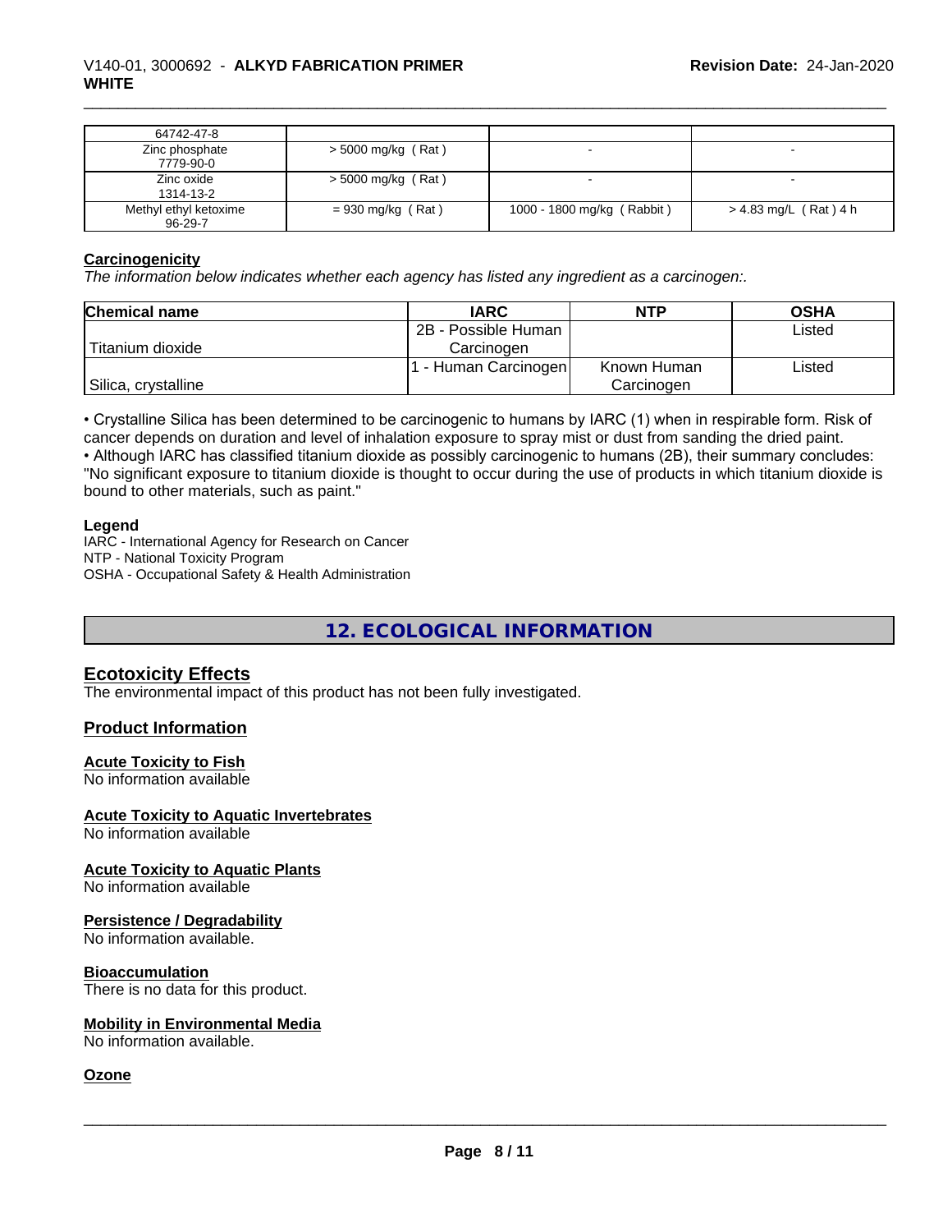| | | | |
|---|---|---|---|
| 64742-47-8 | | | |
| Zinc phosphate 7779-90-0 | > 5000 mg/kg ( Rat ) | - | - |
| Zinc oxide 1314-13-2 | > 5000 mg/kg ( Rat ) | - | - |
| Methyl ethyl ketoxime 96-29-7 | = 930 mg/kg ( Rat ) | 1000 - 1800 mg/kg ( Rabbit ) | > 4.83 mg/L ( Rat ) 4 h |

**Carcinogenicity**

*The information below indicates whether each agency has listed any ingredient as a carcinogen:.*

| Chemical name | IARC | NTP | OSHA |
|---|---|---|---|
| Titanium dioxide | 2B - Possible Human Carcinogen | | Listed |
| Silica, crystalline | 1 - Human Carcinogen | Known Human Carcinogen | Listed |

• Crystalline Silica has been determined to be carcinogenic to humans by IARC (1) when in respirable form. Risk of cancer depends on duration and level of inhalation exposure to spray mist or dust from sanding the dried paint.
• Although IARC has classified titanium dioxide as possibly carcinogenic to humans (2B), their summary concludes: "No significant exposure to titanium dioxide is thought to occur during the use of products in which titanium dioxide is bound to other materials, such as paint."

**Legend**

IARC - International Agency for Research on Cancer
NTP - National Toxicity Program
OSHA - Occupational Safety & Health Administration

## 12. ECOLOGICAL INFORMATION

### Ecotoxicity Effects

The environmental impact of this product has not been fully investigated.

### Product Information

**Acute Toxicity to Fish**

No information available

**Acute Toxicity to Aquatic Invertebrates**

No information available

**Acute Toxicity to Aquatic Plants**

No information available

**Persistence / Degradability**

No information available.

**Bioaccumulation**

There is no data for this product.

**Mobility in Environmental Media**

No information available.

**Ozone**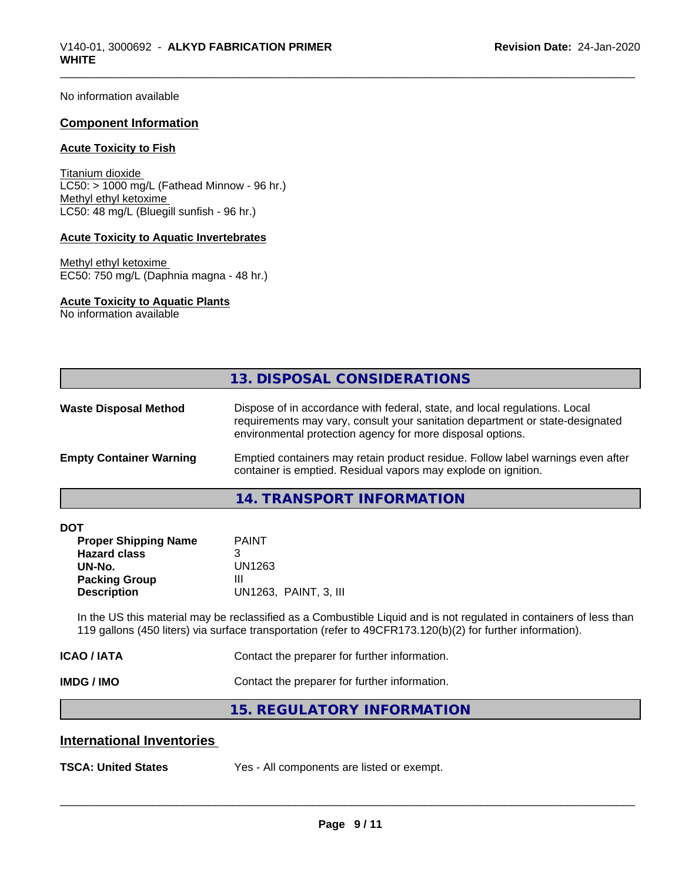No information available

## Component Information

### Acute Toxicity to Fish

Titanium dioxide
LC50: > 1000 mg/L (Fathead Minnow - 96 hr.)
Methyl ethyl ketoxime
LC50: 48 mg/L (Bluegill sunfish - 96 hr.)

### Acute Toxicity to Aquatic Invertebrates

Methyl ethyl ketoxime
EC50: 750 mg/L (Daphnia magna - 48 hr.)

### Acute Toxicity to Aquatic Plants

No information available

# 13. DISPOSAL CONSIDERATIONS

**Waste Disposal Method** Dispose of in accordance with federal, state, and local regulations. Local requirements may vary, consult your sanitation department or state-designated environmental protection agency for more disposal options.

**Empty Container Warning** Emptied containers may retain product residue. Follow label warnings even after container is emptied. Residual vapors may explode on ignition.

# 14. TRANSPORT INFORMATION

**DOT**

| | |
|---|---|
| **Proper Shipping Name** | PAINT |
| **Hazard class** | 3 |
| **UN-No.** | UN1263 |
| **Packing Group** | III |
| **Description** | UN1263, PAINT, 3, III |

In the US this material may be reclassified as a Combustible Liquid and is not regulated in containers of less than 119 gallons (450 liters) via surface transportation (refer to 49CFR173.120(b)(2) for further information).

**ICAO / IATA** Contact the preparer for further information.

**IMDG / IMO** Contact the preparer for further information.

# 15. REGULATORY INFORMATION

## International Inventories

**TSCA: United States** Yes - All components are listed or exempt.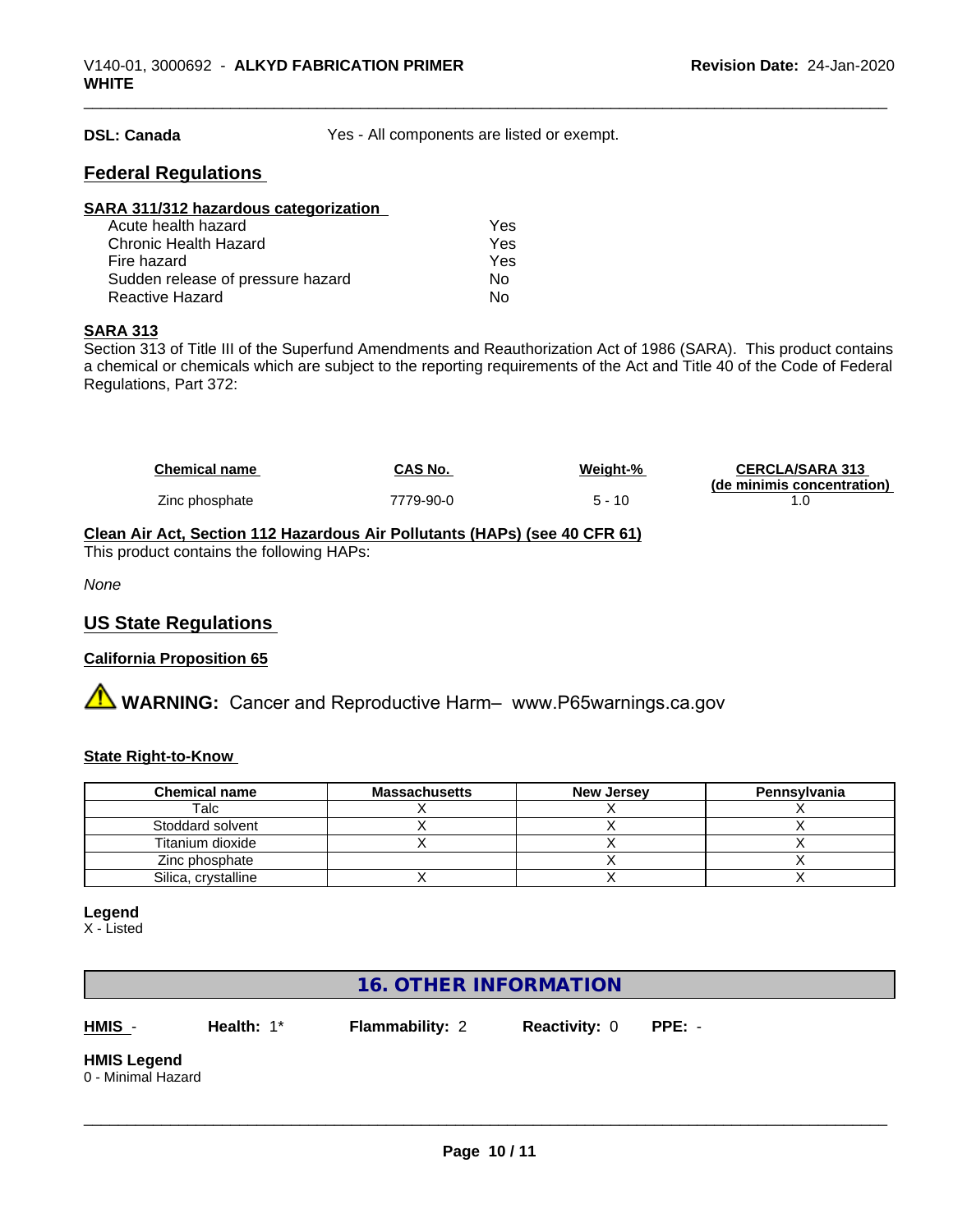**DSL: Canada** Yes - All components are listed or exempt.

## Federal Regulations

**SARA 311/312 hazardous categorization**

| | |
|---|---|
| Acute health hazard | Yes |
| Chronic Health Hazard | Yes |
| Fire hazard | Yes |
| Sudden release of pressure hazard | No |
| Reactive Hazard | No |

**SARA 313**

Section 313 of Title III of the Superfund Amendments and Reauthorization Act of 1986 (SARA). This product contains a chemical or chemicals which are subject to the reporting requirements of the Act and Title 40 of the Code of Federal Regulations, Part 372:

| Chemical name | CAS No. | Weight-% | CERCLA/SARA 313 (de minimis concentration) |
|---|---|---|---|
| Zinc phosphate | 7779-90-0 | 5 - 10 | 1.0 |

**Clean Air Act, Section 112 Hazardous Air Pollutants (HAPs) (see 40 CFR 61)**

This product contains the following HAPs:

*None*

## US State Regulations

**California Proposition 65**

⚠ **WARNING:** Cancer and Reproductive Harm– www.P65warnings.ca.gov

**State Right-to-Know**

| Chemical name | Massachusetts | New Jersey | Pennsylvania |
|---|---|---|---|
| Talc | X | X | X |
| Stoddard solvent | X | X | X |
| Titanium dioxide | X | X | X |
| Zinc phosphate | | X | X |
| Silica, crystalline | X | X | X |

**Legend**
X - Listed

## 16. OTHER INFORMATION

**HMIS** - **Health:** 1* **Flammability:** 2 **Reactivity:** 0 **PPE:** -

**HMIS Legend**
0 - Minimal Hazard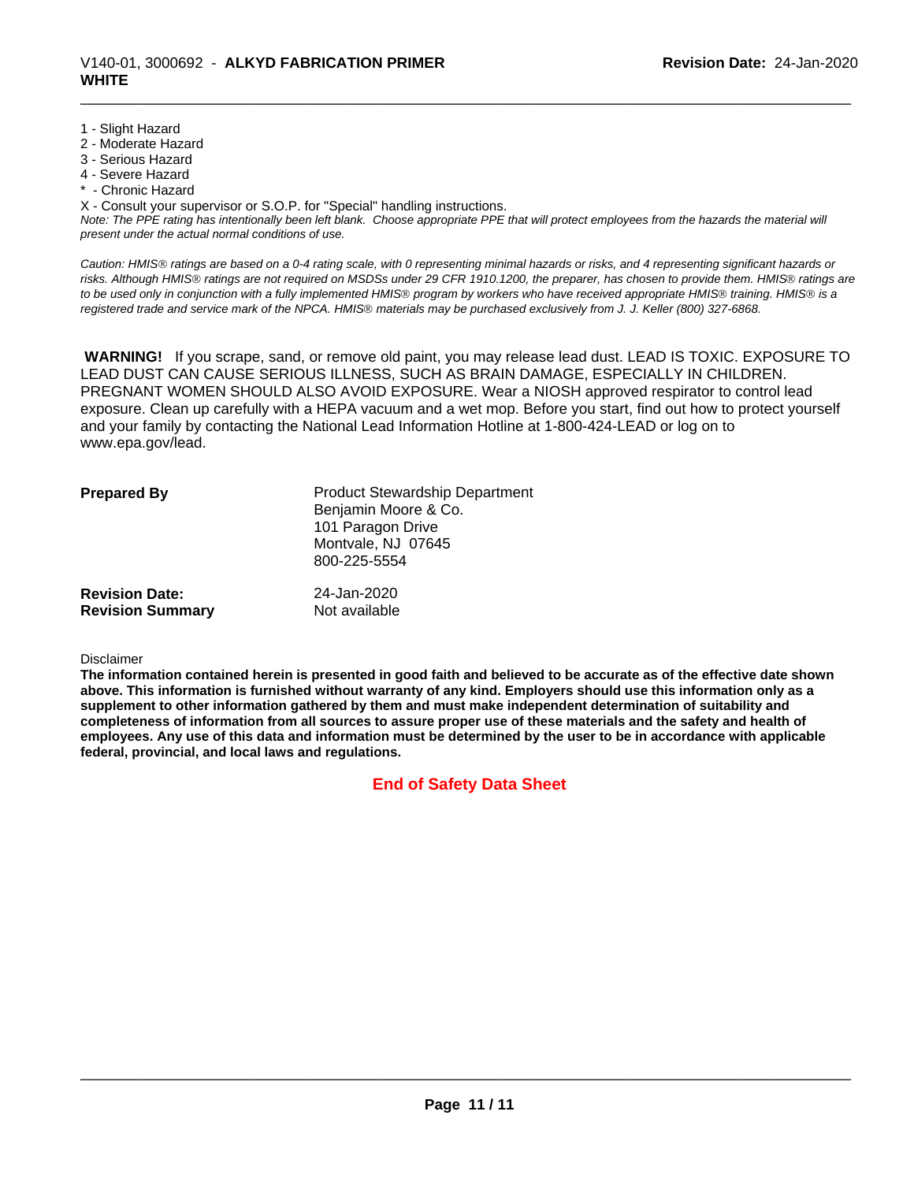1 - Slight Hazard
2 - Moderate Hazard
3 - Serious Hazard
4 - Severe Hazard
* - Chronic Hazard
X - Consult your supervisor or S.O.P. for "Special" handling instructions.

*Note: The PPE rating has intentionally been left blank. Choose appropriate PPE that will protect employees from the hazards the material will present under the actual normal conditions of use.*

*Caution: HMIS® ratings are based on a 0-4 rating scale, with 0 representing minimal hazards or risks, and 4 representing significant hazards or risks. Although HMIS® ratings are not required on MSDSs under 29 CFR 1910.1200, the preparer, has chosen to provide them. HMIS® ratings are to be used only in conjunction with a fully implemented HMIS® program by workers who have received appropriate HMIS® training. HMIS® is a registered trade and service mark of the NPCA. HMIS® materials may be purchased exclusively from J. J. Keller (800) 327-6868.*

**WARNING!** If you scrape, sand, or remove old paint, you may release lead dust. LEAD IS TOXIC. EXPOSURE TO LEAD DUST CAN CAUSE SERIOUS ILLNESS, SUCH AS BRAIN DAMAGE, ESPECIALLY IN CHILDREN. PREGNANT WOMEN SHOULD ALSO AVOID EXPOSURE. Wear a NIOSH approved respirator to control lead exposure. Clean up carefully with a HEPA vacuum and a wet mop. Before you start, find out how to protect yourself and your family by contacting the National Lead Information Hotline at 1-800-424-LEAD or log on to www.epa.gov/lead.

| | |
|---|---|
| **Prepared By** | Product Stewardship Department<br>Benjamin Moore & Co.<br>101 Paragon Drive<br>Montvale, NJ 07645<br>800-225-5554 |
| **Revision Date:** | 24-Jan-2020 |
| **Revision Summary** | Not available |

Disclaimer

**The information contained herein is presented in good faith and believed to be accurate as of the effective date shown above. This information is furnished without warranty of any kind. Employers should use this information only as a supplement to other information gathered by them and must make independent determination of suitability and completeness of information from all sources to assure proper use of these materials and the safety and health of employees. Any use of this data and information must be determined by the user to be in accordance with applicable federal, provincial, and local laws and regulations.**

**End of Safety Data Sheet**